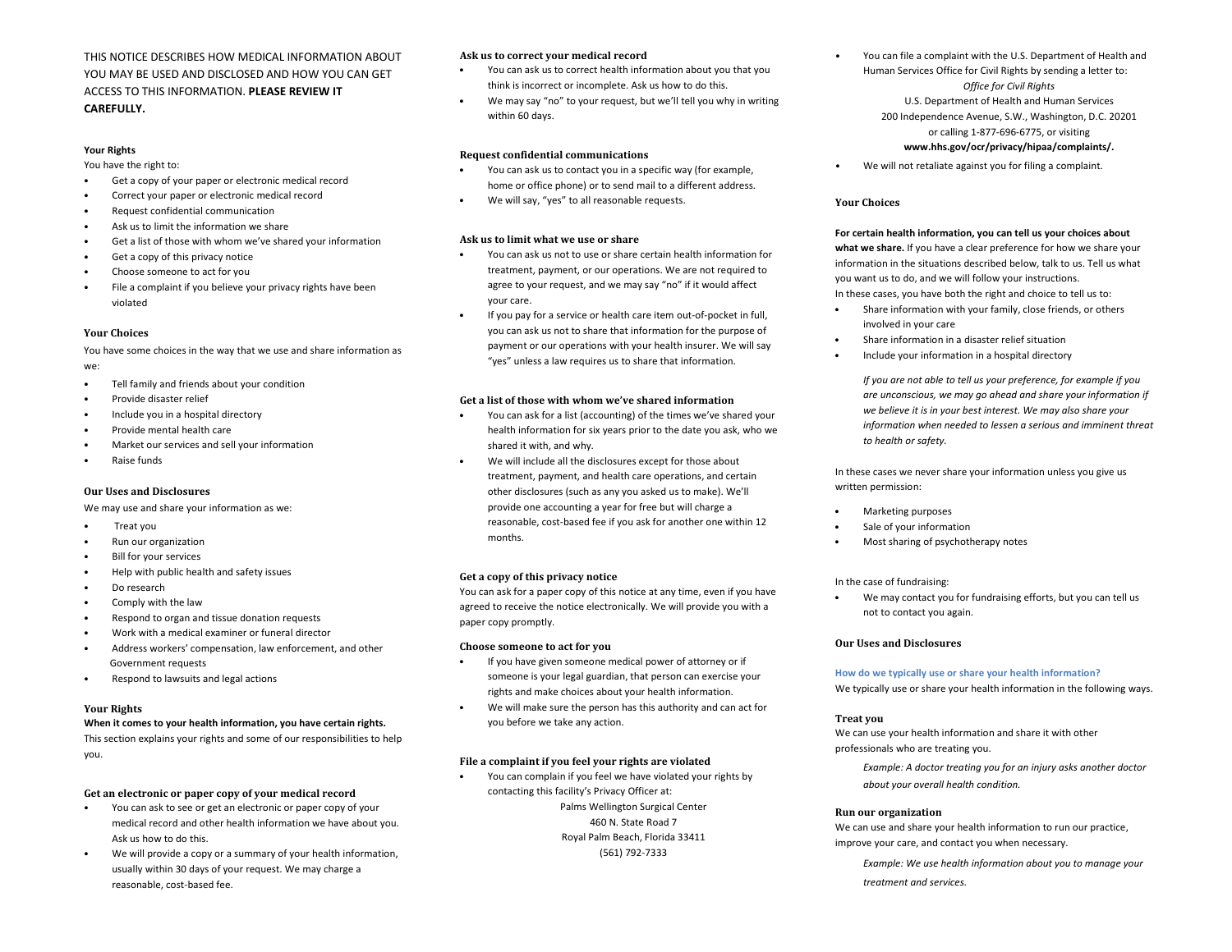THIS NOTICE DESCRIBES HOW MEDICAL INFORMATION ABOUT YOU MAY BE USED AND DISCLOSED AND HOW YOU CAN GET ACCESS TO THIS INFORMATION. **PLEASE REVIEW IT CAREFULLY.**

**Your Rights**

You have the right to:

- Get a copy of your paper or electronic medical record
- Correct your paper or electronic medical record
- Request confidential communication
- Ask us to limit the information we share
- Get a list of those with whom we've shared your information
- Get a copy of this privacy notice
- Choose someone to act for you
- File a complaint if you believe your privacy rights have been violated

### Your Choices

You have some choices in the way that we use and share information as we:

- Tell family and friends about your condition
- Provide disaster relief
- Include you in a hospital directory
- Provide mental health care
- Market our services and sell your information
- Raise funds

### Our Uses and Disclosures

We may use and share your information as we:

- Treat you
- Run our organization
- Bill for your services
- Help with public health and safety issues
- Do research
- Comply with the law
- Respond to organ and tissue donation requests
- Work with a medical examiner or funeral director
- Address workers' compensation, law enforcement, and other Government requests
- Respond to lawsuits and legal actions

### Your Rights

**When it comes to your health information, you have certain rights.** This section explains your rights and some of our responsibilities to help you.

#### Get an electronic or paper copy of your medical record

- You can ask to see or get an electronic or paper copy of your medical record and other health information we have about you. Ask us how to do this.
- We will provide a copy or a summary of your health information, usually within 30 days of your request. We may charge a reasonable, cost-based fee.

#### Ask us to correct your medical record

- You can ask us to correct health information about you that you think is incorrect or incomplete. Ask us how to do this.
- We may say "no" to your request, but we'll tell you why in writing within 60 days.

#### Request confidential communications

- You can ask us to contact you in a specific way (for example, home or office phone) or to send mail to a different address.
- We will say, "yes" to all reasonable requests.

#### Ask us to limit what we use or share

- You can ask us not to use or share certain health information for treatment, payment, or our operations. We are not required to agree to your request, and we may say "no" if it would affect your care.
- If you pay for a service or health care item out-of-pocket in full, you can ask us not to share that information for the purpose of payment or our operations with your health insurer. We will say "yes" unless a law requires us to share that information.

#### Get a list of those with whom we've shared information

- You can ask for a list (accounting) of the times we've shared your health information for six years prior to the date you ask, who we shared it with, and why.
- We will include all the disclosures except for those about treatment, payment, and health care operations, and certain other disclosures (such as any you asked us to make). We'll provide one accounting a year for free but will charge a reasonable, cost-based fee if you ask for another one within 12 months.

#### Get a copy of this privacy notice

You can ask for a paper copy of this notice at any time, even if you have agreed to receive the notice electronically. We will provide you with a paper copy promptly.

#### Choose someone to act for you

- If you have given someone medical power of attorney or if someone is your legal guardian, that person can exercise your rights and make choices about your health information.
- We will make sure the person has this authority and can act for you before we take any action.

#### File a complaint if you feel your rights are violated

- You can complain if you feel we have violated your rights by contacting this facility's Privacy Officer at:

  Palms Wellington Surgical Center
  460 N. State Road 7
  Royal Palm Beach, Florida 33411
  (561) 792-7333

- You can file a complaint with the U.S. Department of Health and Human Services Office for Civil Rights by sending a letter to:

  *Office for Civil Rights*
  U.S. Department of Health and Human Services
  200 Independence Avenue, S.W., Washington, D.C. 20201
  or calling 1-877-696-6775, or visiting
  **www.hhs.gov/ocr/privacy/hipaa/complaints/.**

- We will not retaliate against you for filing a complaint.

### Your Choices

**For certain health information, you can tell us your choices about what we share.** If you have a clear preference for how we share your information in the situations described below, talk to us. Tell us what you want us to do, and we will follow your instructions.

In these cases, you have both the right and choice to tell us to:

- Share information with your family, close friends, or others involved in your care
- Share information in a disaster relief situation
- Include your information in a hospital directory

*If you are not able to tell us your preference, for example if you are unconscious, we may go ahead and share your information if we believe it is in your best interest. We may also share your information when needed to lessen a serious and imminent threat to health or safety.*

In these cases we never share your information unless you give us written permission:

- Marketing purposes
- Sale of your information
- Most sharing of psychotherapy notes

In the case of fundraising:

- We may contact you for fundraising efforts, but you can tell us not to contact you again.

### Our Uses and Disclosures

**How do we typically use or share your health information?**
We typically use or share your health information in the following ways.

#### Treat you

We can use your health information and share it with other professionals who are treating you.

*Example: A doctor treating you for an injury asks another doctor about your overall health condition.*

#### Run our organization

We can use and share your health information to run our practice, improve your care, and contact you when necessary.

*Example: We use health information about you to manage your treatment and services.*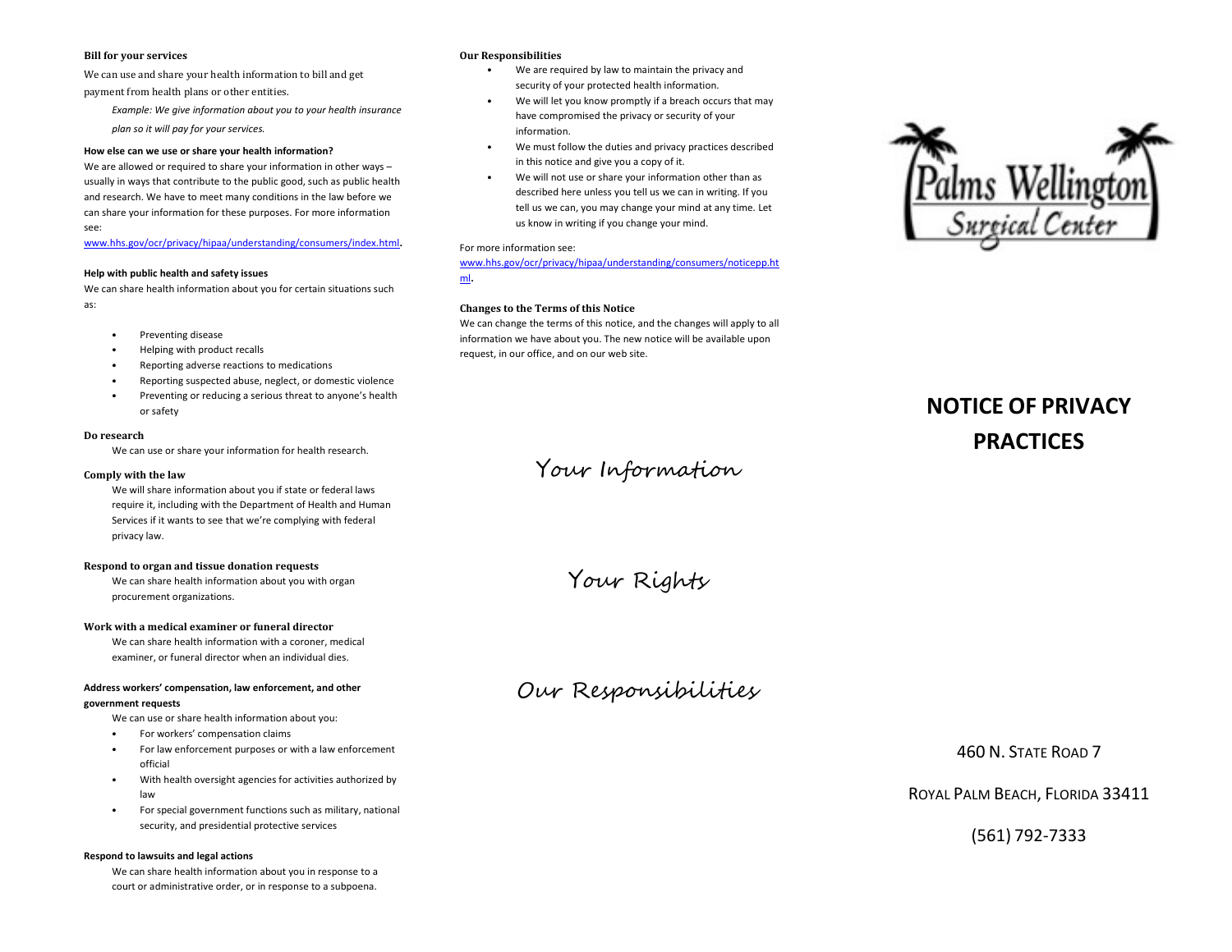**Bill for your services**

We can use and share your health information to bill and get payment from health plans or other entities.

*Example: We give information about you to your health insurance plan so it will pay for your services.*

**How else can we use or share your health information?**

We are allowed or required to share your information in other ways – usually in ways that contribute to the public good, such as public health and research. We have to meet many conditions in the law before we can share your information for these purposes. For more information see: www.hhs.gov/ocr/privacy/hipaa/understanding/consumers/index.html.

**Help with public health and safety issues**

We can share health information about you for certain situations such as:

- Preventing disease
- Helping with product recalls
- Reporting adverse reactions to medications
- Reporting suspected abuse, neglect, or domestic violence
- Preventing or reducing a serious threat to anyone's health or safety

**Do research**

We can use or share your information for health research.

**Comply with the law**

We will share information about you if state or federal laws require it, including with the Department of Health and Human Services if it wants to see that we're complying with federal privacy law.

**Respond to organ and tissue donation requests**

We can share health information about you with organ procurement organizations.

**Work with a medical examiner or funeral director**

We can share health information with a coroner, medical examiner, or funeral director when an individual dies.

**Address workers' compensation, law enforcement, and other government requests**

We can use or share health information about you:

- For workers' compensation claims
- For law enforcement purposes or with a law enforcement official
- With health oversight agencies for activities authorized by law
- For special government functions such as military, national security, and presidential protective services

**Respond to lawsuits and legal actions**

We can share health information about you in response to a court or administrative order, or in response to a subpoena.

**Our Responsibilities**

- We are required by law to maintain the privacy and security of your protected health information.
- We will let you know promptly if a breach occurs that may have compromised the privacy or security of your information.
- We must follow the duties and privacy practices described in this notice and give you a copy of it.
- We will not use or share your information other than as described here unless you tell us we can in writing. If you tell us we can, you may change your mind at any time. Let us know in writing if you change your mind.

For more information see: www.hhs.gov/ocr/privacy/hipaa/understanding/consumers/noticepp.html.

**Changes to the Terms of this Notice**

We can change the terms of this notice, and the changes will apply to all information we have about you. The new notice will be available upon request, in our office, and on our web site.

Your Information

Your Rights

Our Responsibilities

Palms Wellington Surgical Center

# NOTICE OF PRIVACY PRACTICES

460 N. State Road 7

Royal Palm Beach, Florida 33411

(561) 792-7333